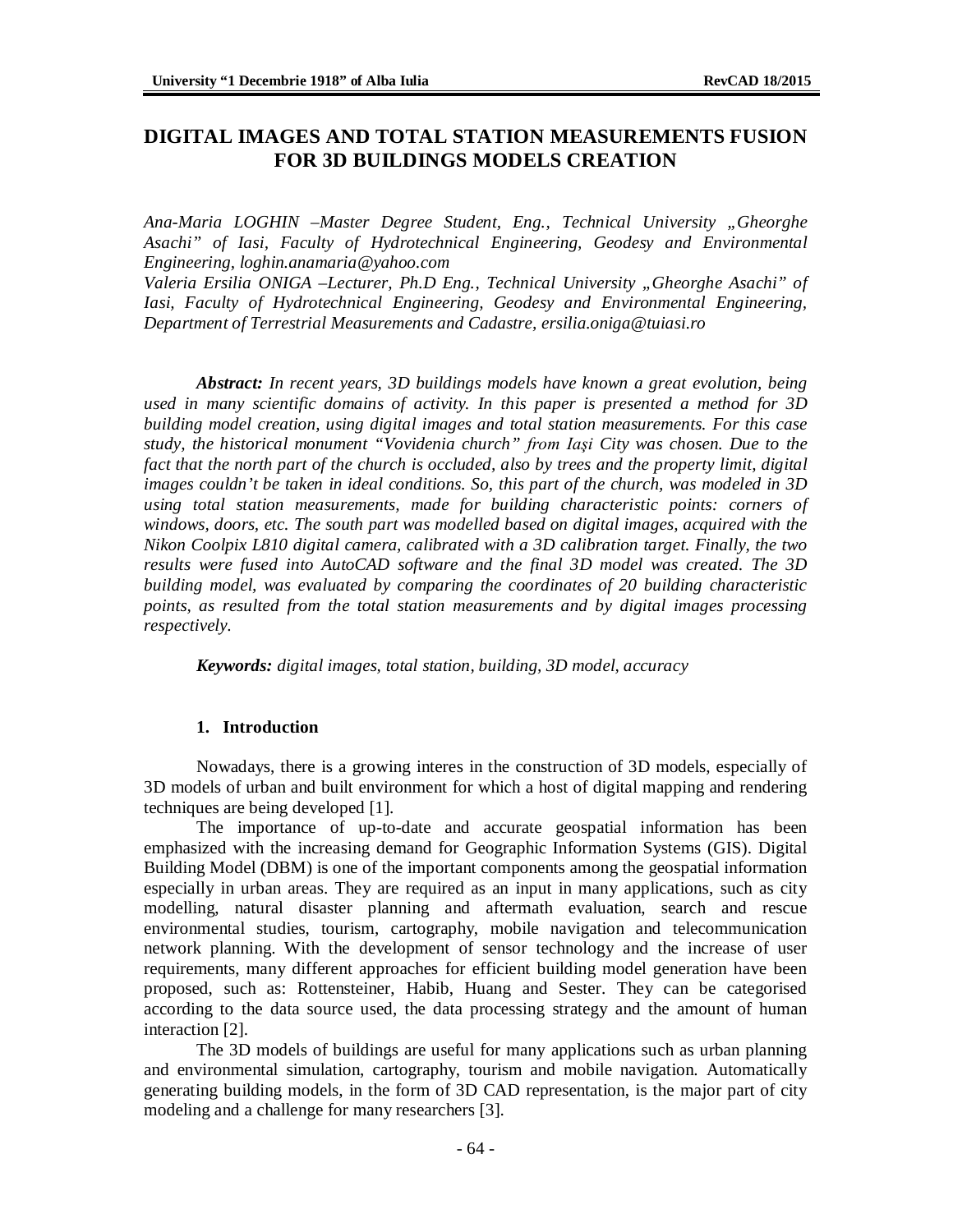# DIGITAL IMAGES AND TOTAL STATION MEASUREMENTS FUSION FOR 3D BUILDINGS MODELS CREATION

*Ana-Maria LOGHIN –Master Degree Student, Eng., Technical University „Gheorghe Asachi" of Iasi, Faculty of Hydrotechnical Engineering, Geodesy and Environmental Engineering, loghin.anamaria@yahoo.com*
*Valeria Ersilia ONIGA –Lecturer, Ph.D Eng., Technical University „Gheorghe Asachi" of Iasi, Faculty of Hydrotechnical Engineering, Geodesy and Environmental Engineering, Department of Terrestrial Measurements and Cadastre, ersilia.oniga@tuiasi.ro*

***Abstract:*** *In recent years, 3D buildings models have known a great evolution, being used in many scientific domains of activity. In this paper is presented a method for 3D building model creation, using digital images and total station measurements. For this case study, the historical monument "Vovidenia church" from Iași City was chosen. Due to the fact that the north part of the church is occluded, also by trees and the property limit, digital images couldn't be taken in ideal conditions. So, this part of the church, was modeled in 3D using total station measurements, made for building characteristic points: corners of windows, doors, etc. The south part was modelled based on digital images, acquired with the Nikon Coolpix L810 digital camera, calibrated with a 3D calibration target. Finally, the two results were fused into AutoCAD software and the final 3D model was created. The 3D building model, was evaluated by comparing the coordinates of 20 building characteristic points, as resulted from the total station measurements and by digital images processing respectively.*

***Keywords:*** *digital images, total station, building, 3D model, accuracy*

## 1. Introduction

Nowadays, there is a growing interes in the construction of 3D models, especially of 3D models of urban and built environment for which a host of digital mapping and rendering techniques are being developed [1].

The importance of up-to-date and accurate geospatial information has been emphasized with the increasing demand for Geographic Information Systems (GIS). Digital Building Model (DBM) is one of the important components among the geospatial information especially in urban areas. They are required as an input in many applications, such as city modelling, natural disaster planning and aftermath evaluation, search and rescue environmental studies, tourism, cartography, mobile navigation and telecommunication network planning. With the development of sensor technology and the increase of user requirements, many different approaches for efficient building model generation have been proposed, such as: Rottensteiner, Habib, Huang and Sester. They can be categorised according to the data source used, the data processing strategy and the amount of human interaction [2].

The 3D models of buildings are useful for many applications such as urban planning and environmental simulation, cartography, tourism and mobile navigation. Automatically generating building models, in the form of 3D CAD representation, is the major part of city modeling and a challenge for many researchers [3].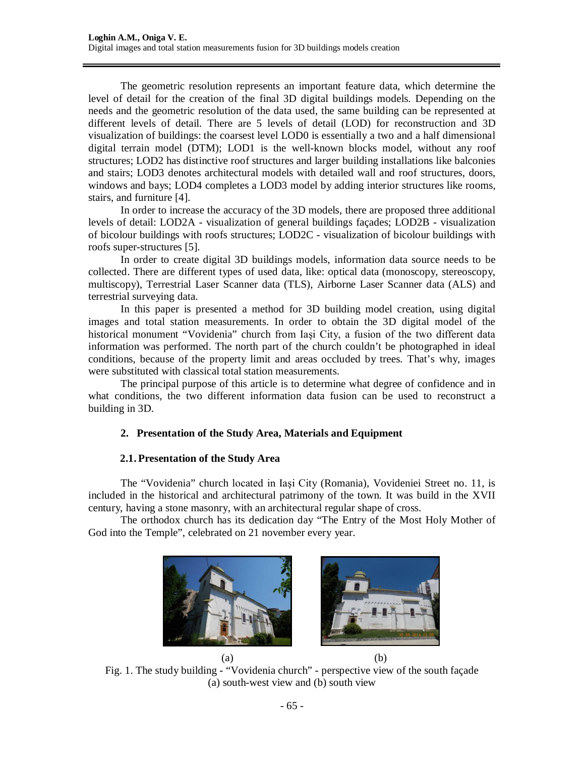The geometric resolution represents an important feature data, which determine the level of detail for the creation of the final 3D digital buildings models. Depending on the needs and the geometric resolution of the data used, the same building can be represented at different levels of detail. There are 5 levels of detail (LOD) for reconstruction and 3D visualization of buildings: the coarsest level LOD0 is essentially a two and a half dimensional digital terrain model (DTM); LOD1 is the well-known blocks model, without any roof structures; LOD2 has distinctive roof structures and larger building installations like balconies and stairs; LOD3 denotes architectural models with detailed wall and roof structures, doors, windows and bays; LOD4 completes a LOD3 model by adding interior structures like rooms, stairs, and furniture [4].

In order to increase the accuracy of the 3D models, there are proposed three additional levels of detail: LOD2A - visualization of general buildings façades; LOD2B - visualization of bicolour buildings with roofs structures; LOD2C - visualization of bicolour buildings with roofs super-structures [5].

In order to create digital 3D buildings models, information data source needs to be collected. There are different types of used data, like: optical data (monoscopy, stereoscopy, multiscopy), Terrestrial Laser Scanner data (TLS), Airborne Laser Scanner data (ALS) and terrestrial surveying data.

In this paper is presented a method for 3D building model creation, using digital images and total station measurements. In order to obtain the 3D digital model of the historical monument "Vovidenia" church from Iaşi City, a fusion of the two different data information was performed. The north part of the church couldn't be photographed in ideal conditions, because of the property limit and areas occluded by trees. That's why, images were substituted with classical total station measurements.

The principal purpose of this article is to determine what degree of confidence and in what conditions, the two different information data fusion can be used to reconstruct a building in 3D.

## 2. Presentation of the Study Area, Materials and Equipment

### 2.1. Presentation of the Study Area

The "Vovidenia" church located in Iaşi City (Romania), Vovideniei Street no. 11, is included in the historical and architectural patrimony of the town. It was build in the XVII century, having a stone masonry, with an architectural regular shape of cross.

The orthodox church has its dedication day "The Entry of the Most Holy Mother of God into the Temple", celebrated on 21 november every year.

(a) (b)

Fig. 1. The study building - "Vovidenia church" - perspective view of the south façade (a) south-west view and (b) south view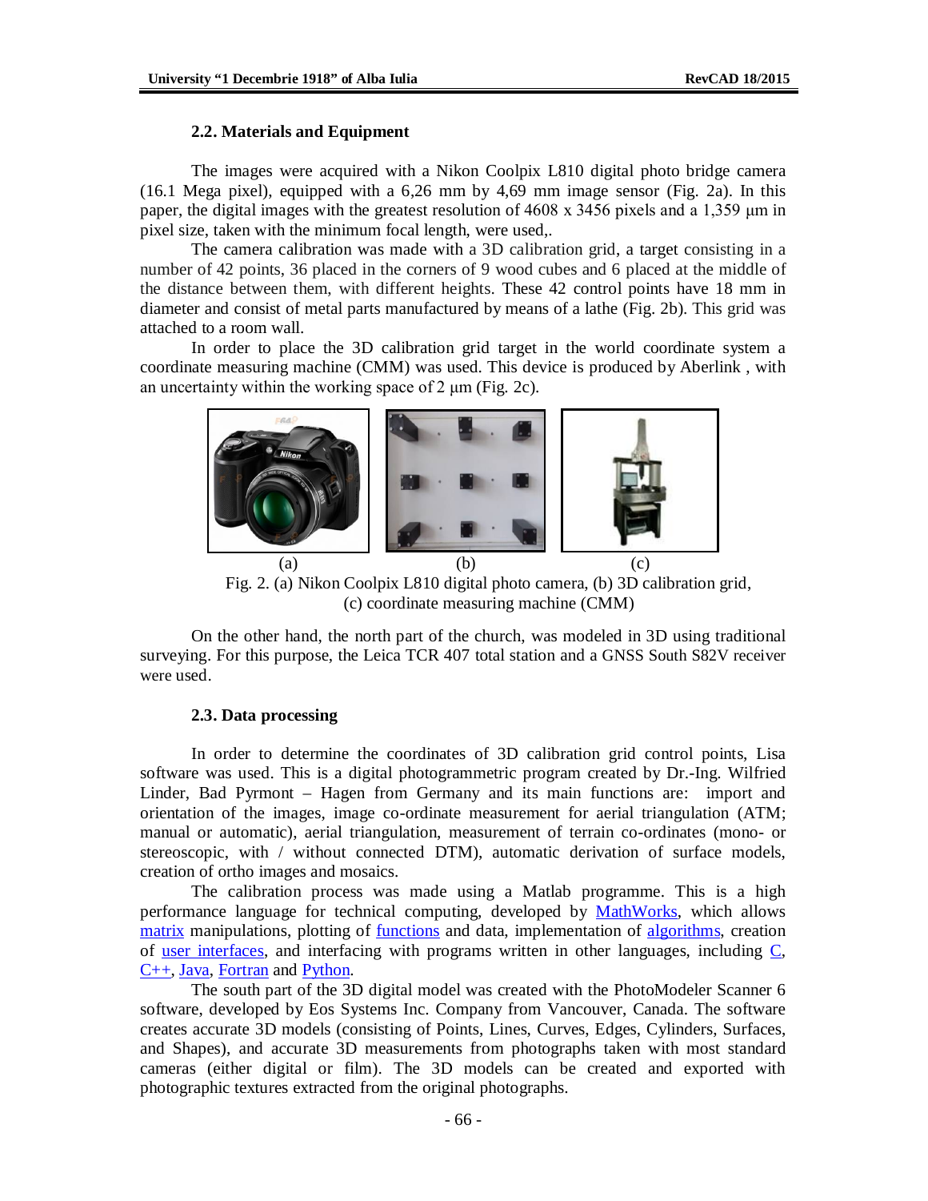### 2.2. Materials and Equipment

The images were acquired with a Nikon Coolpix L810 digital photo bridge camera (16.1 Mega pixel), equipped with a 6,26 mm by 4,69 mm image sensor (Fig. 2a). In this paper, the digital images with the greatest resolution of 4608 x 3456 pixels and a 1,359 µm in pixel size, taken with the minimum focal length, were used,.

The camera calibration was made with a 3D calibration grid, a target consisting in a number of 42 points, 36 placed in the corners of 9 wood cubes and 6 placed at the middle of the distance between them, with different heights. These 42 control points have 18 mm in diameter and consist of metal parts manufactured by means of a lathe (Fig. 2b). This grid was attached to a room wall.

In order to place the 3D calibration grid target in the world coordinate system a coordinate measuring machine (CMM) was used. This device is produced by Aberlink , with an uncertainty within the working space of 2 µm (Fig. 2c).

(a) (b) (c)

Fig. 2. (a) Nikon Coolpix L810 digital photo camera, (b) 3D calibration grid, (c) coordinate measuring machine (CMM)

On the other hand, the north part of the church, was modeled in 3D using traditional surveying. For this purpose, the Leica TCR 407 total station and a GNSS South S82V receiver were used.

### 2.3. Data processing

In order to determine the coordinates of 3D calibration grid control points, Lisa software was used. This is a digital photogrammetric program created by Dr.-Ing. Wilfried Linder, Bad Pyrmont – Hagen from Germany and its main functions are: import and orientation of the images, image co-ordinate measurement for aerial triangulation (ATM; manual or automatic), aerial triangulation, measurement of terrain co-ordinates (mono- or stereoscopic, with / without connected DTM), automatic derivation of surface models, creation of ortho images and mosaics.

The calibration process was made using a Matlab programme. This is a high performance language for technical computing, developed by MathWorks, which allows matrix manipulations, plotting of functions and data, implementation of algorithms, creation of user interfaces, and interfacing with programs written in other languages, including C, C++, Java, Fortran and Python.

The south part of the 3D digital model was created with the PhotoModeler Scanner 6 software, developed by Eos Systems Inc. Company from Vancouver, Canada. The software creates accurate 3D models (consisting of Points, Lines, Curves, Edges, Cylinders, Surfaces, and Shapes), and accurate 3D measurements from photographs taken with most standard cameras (either digital or film). The 3D models can be created and exported with photographic textures extracted from the original photographs.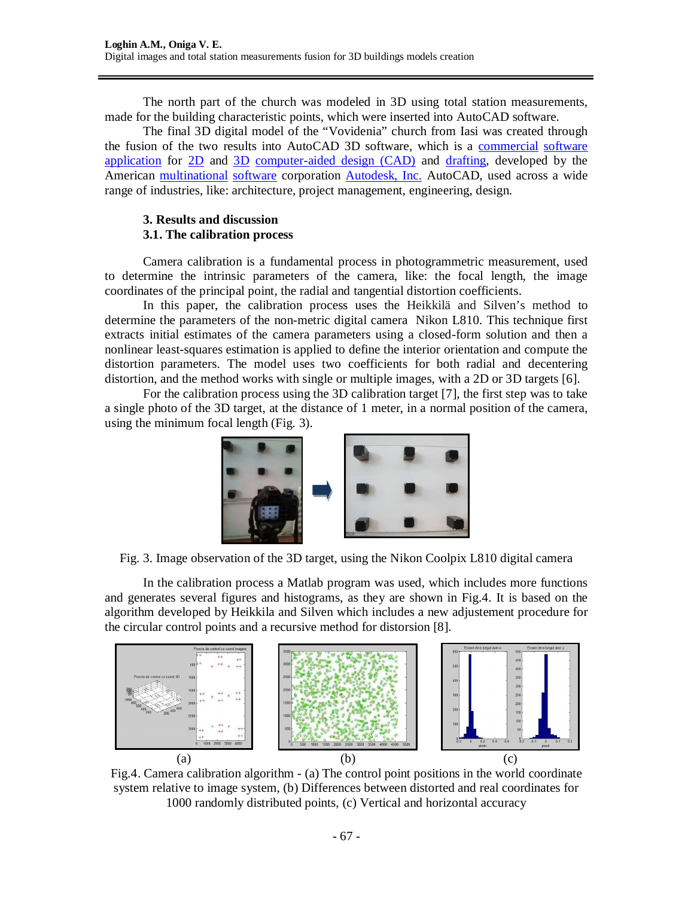The north part of the church was modeled in 3D using total station measurements, made for the building characteristic points, which were inserted into AutoCAD software.

The final 3D digital model of the "Vovidenia" church from Iasi was created through the fusion of the two results into AutoCAD 3D software, which is a commercial software application for 2D and 3D computer-aided design (CAD) and drafting, developed by the American multinational software corporation Autodesk, Inc. AutoCAD, used across a wide range of industries, like: architecture, project management, engineering, design.

### 3. Results and discussion

### 3.1. The calibration process

Camera calibration is a fundamental process in photogrammetric measurement, used to determine the intrinsic parameters of the camera, like: the focal length, the image coordinates of the principal point, the radial and tangential distortion coefficients.

In this paper, the calibration process uses the Heikkilä and Silven's method to determine the parameters of the non-metric digital camera Nikon L810. This technique first extracts initial estimates of the camera parameters using a closed-form solution and then a nonlinear least-squares estimation is applied to define the interior orientation and compute the distortion parameters. The model uses two coefficients for both radial and decentering distortion, and the method works with single or multiple images, with a 2D or 3D targets [6].

For the calibration process using the 3D calibration target [7], the first step was to take a single photo of the 3D target, at the distance of 1 meter, in a normal position of the camera, using the minimum focal length (Fig. 3).

Fig. 3. Image observation of the 3D target, using the Nikon Coolpix L810 digital camera

In the calibration process a Matlab program was used, which includes more functions and generates several figures and histograms, as they are shown in Fig.4. It is based on the algorithm developed by Heikkila and Silven which includes a new adjustement procedure for the circular control points and a recursive method for distorsion [8].

(a) (b) (c)

Fig.4. Camera calibration algorithm - (a) The control point positions in the world coordinate system relative to image system, (b) Differences between distorted and real coordinates for 1000 randomly distributed points, (c) Vertical and horizontal accuracy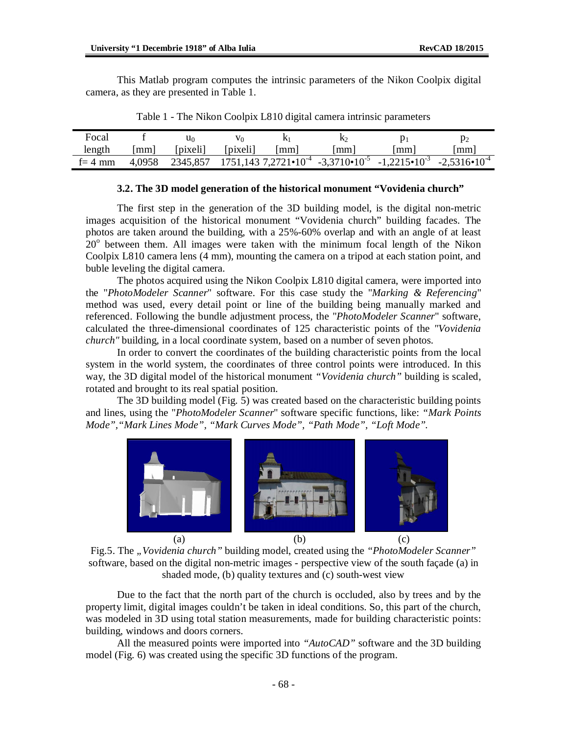This Matlab program computes the intrinsic parameters of the Nikon Coolpix digital camera, as they are presented in Table 1.

Table 1 - The Nikon Coolpix L810 digital camera intrinsic parameters

| Focal length | f [mm] | $u_0$ [pixeli] | $v_0$ [pixeli] | $k_1$ [mm] | $k_2$ [mm] | $p_1$ [mm] | $p_2$ [mm] |
|---|---|---|---|---|---|---|---|
| f= 4 mm | 4,0958 | 2345,857 | 1751,143 | $7{,}2721 \cdot 10^{-4}$ | $-3{,}3710 \cdot 10^{-5}$ | $-1{,}2215 \cdot 10^{-3}$ | $-2{,}5316 \cdot 10^{-4}$ |

### 3.2. The 3D model generation of the historical monument "Vovidenia church"

The first step in the generation of the 3D building model, is the digital non-metric images acquisition of the historical monument "Vovidenia church" building facades. The photos are taken around the building, with a 25%-60% overlap and with an angle of at least $20^o$ between them. All images were taken with the minimum focal length of the Nikon Coolpix L810 camera lens (4 mm), mounting the camera on a tripod at each station point, and buble leveling the digital camera.

The photos acquired using the Nikon Coolpix L810 digital camera, were imported into the "*PhotoModeler Scanner*" software. For this case study the "*Marking & Referencing*" method was used, every detail point or line of the building being manually marked and referenced. Following the bundle adjustment process, the "*PhotoModeler Scanner*" software, calculated the three-dimensional coordinates of 125 characteristic points of the *"Vovidenia church"* building, in a local coordinate system, based on a number of seven photos.

In order to convert the coordinates of the building characteristic points from the local system in the world system, the coordinates of three control points were introduced. In this way, the 3D digital model of the historical monument *"Vovidenia church"* building is scaled, rotated and brought to its real spatial position.

The 3D building model (Fig. 5) was created based on the characteristic building points and lines, using the "*PhotoModeler Scanner*" software specific functions, like: *"Mark Points Mode","Mark Lines Mode", "Mark Curves Mode", "Path Mode", "Loft Mode".*

(a) (b) (c)

Fig.5. The *„Vovidenia church"* building model, created using the *"PhotoModeler Scanner"* software, based on the digital non-metric images - perspective view of the south façade (a) in shaded mode, (b) quality textures and (c) south-west view

Due to the fact that the north part of the church is occluded, also by trees and by the property limit, digital images couldn't be taken in ideal conditions. So, this part of the church, was modeled in 3D using total station measurements, made for building characteristic points: building, windows and doors corners.

All the measured points were imported into *"AutoCAD"* software and the 3D building model (Fig. 6) was created using the specific 3D functions of the program.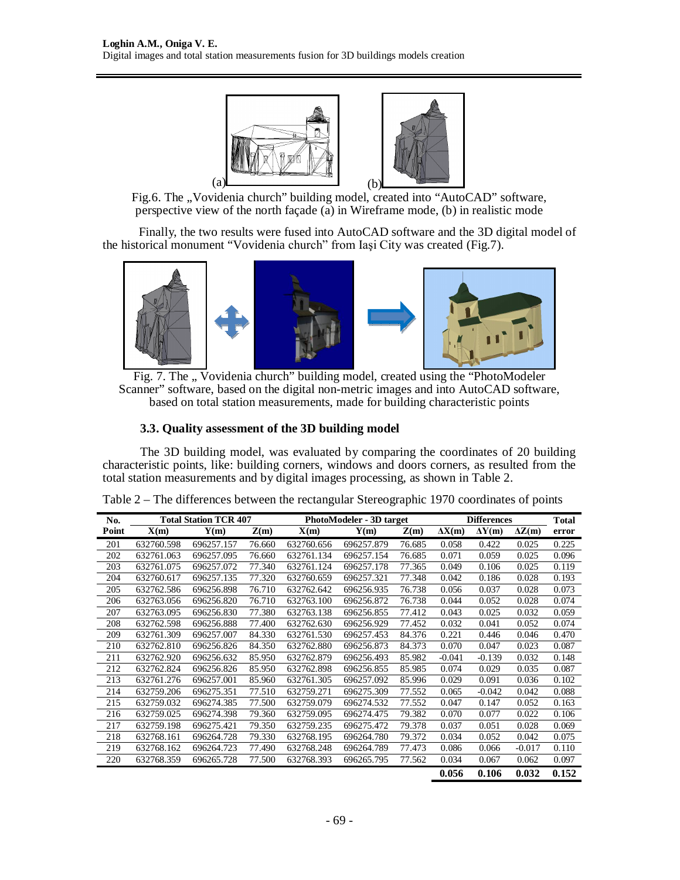Fig.6. The „Vovidenia church" building model, created into "AutoCAD" software, perspective view of the north façade (a) in Wireframe mode, (b) in realistic mode

Finally, the two results were fused into AutoCAD software and the 3D digital model of the historical monument "Vovidenia church" from Iași City was created (Fig.7).

Fig. 7. The „ Vovidenia church" building model, created using the "PhotoModeler Scanner" software, based on the digital non-metric images and into AutoCAD software, based on total station measurements, made for building characteristic points

### 3.3. Quality assessment of the 3D building model

The 3D building model, was evaluated by comparing the coordinates of 20 building characteristic points, like: building corners, windows and doors corners, as resulted from the total station measurements and by digital images processing, as shown in Table 2.

Table 2 – The differences between the rectangular Stereographic 1970 coordinates of points

| No. | Total Station TCR 407 | | | PhotoModeler - 3D target | | | Differences | | | Total |
|---|---|---|---|---|---|---|---|---|---|---|
| Point | X(m) | Y(m) | Z(m) | X(m) | Y(m) | Z(m) | ΔX(m) | ΔY(m) | ΔZ(m) | error |
| 201 | 632760.598 | 696257.157 | 76.660 | 632760.656 | 696257.879 | 76.685 | 0.058 | 0.422 | 0.025 | 0.225 |
| 202 | 632761.063 | 696257.095 | 76.660 | 632761.134 | 696257.154 | 76.685 | 0.071 | 0.059 | 0.025 | 0.096 |
| 203 | 632761.075 | 696257.072 | 77.340 | 632761.124 | 696257.178 | 77.365 | 0.049 | 0.106 | 0.025 | 0.119 |
| 204 | 632760.617 | 696257.135 | 77.320 | 632760.659 | 696257.321 | 77.348 | 0.042 | 0.186 | 0.028 | 0.193 |
| 205 | 632762.586 | 696256.898 | 76.710 | 632762.642 | 696256.935 | 76.738 | 0.056 | 0.037 | 0.028 | 0.073 |
| 206 | 632763.056 | 696256.820 | 76.710 | 632763.100 | 696256.872 | 76.738 | 0.044 | 0.052 | 0.028 | 0.074 |
| 207 | 632763.095 | 696256.830 | 77.380 | 632763.138 | 696256.855 | 77.412 | 0.043 | 0.025 | 0.032 | 0.059 |
| 208 | 632762.598 | 696256.888 | 77.400 | 632762.630 | 696256.929 | 77.452 | 0.032 | 0.041 | 0.052 | 0.074 |
| 209 | 632761.309 | 696257.007 | 84.330 | 632761.530 | 696257.453 | 84.376 | 0.221 | 0.446 | 0.046 | 0.470 |
| 210 | 632762.810 | 696256.826 | 84.350 | 632762.880 | 696256.873 | 84.373 | 0.070 | 0.047 | 0.023 | 0.087 |
| 211 | 632762.920 | 696256.632 | 85.950 | 632762.879 | 696256.493 | 85.982 | -0.041 | -0.139 | 0.032 | 0.148 |
| 212 | 632762.824 | 696256.826 | 85.950 | 632762.898 | 696256.855 | 85.985 | 0.074 | 0.029 | 0.035 | 0.087 |
| 213 | 632761.276 | 696257.001 | 85.960 | 632761.305 | 696257.092 | 85.996 | 0.029 | 0.091 | 0.036 | 0.102 |
| 214 | 632759.206 | 696275.351 | 77.510 | 632759.271 | 696275.309 | 77.552 | 0.065 | -0.042 | 0.042 | 0.088 |
| 215 | 632759.032 | 696274.385 | 77.500 | 632759.079 | 696274.532 | 77.552 | 0.047 | 0.147 | 0.052 | 0.163 |
| 216 | 632759.025 | 696274.398 | 79.360 | 632759.095 | 696274.475 | 79.382 | 0.070 | 0.077 | 0.022 | 0.106 |
| 217 | 632759.198 | 696275.421 | 79.350 | 632759.235 | 696275.472 | 79.378 | 0.037 | 0.051 | 0.028 | 0.069 |
| 218 | 632768.161 | 696264.728 | 79.330 | 632768.195 | 696264.780 | 79.372 | 0.034 | 0.052 | 0.042 | 0.075 |
| 219 | 632768.162 | 696264.723 | 77.490 | 632768.248 | 696264.789 | 77.473 | 0.086 | 0.066 | -0.017 | 0.110 |
| 220 | 632768.359 | 696265.728 | 77.500 | 632768.393 | 696265.795 | 77.562 | 0.034 | 0.067 | 0.062 | 0.097 |
| | | | | | | | **0.056** | **0.106** | **0.032** | **0.152** |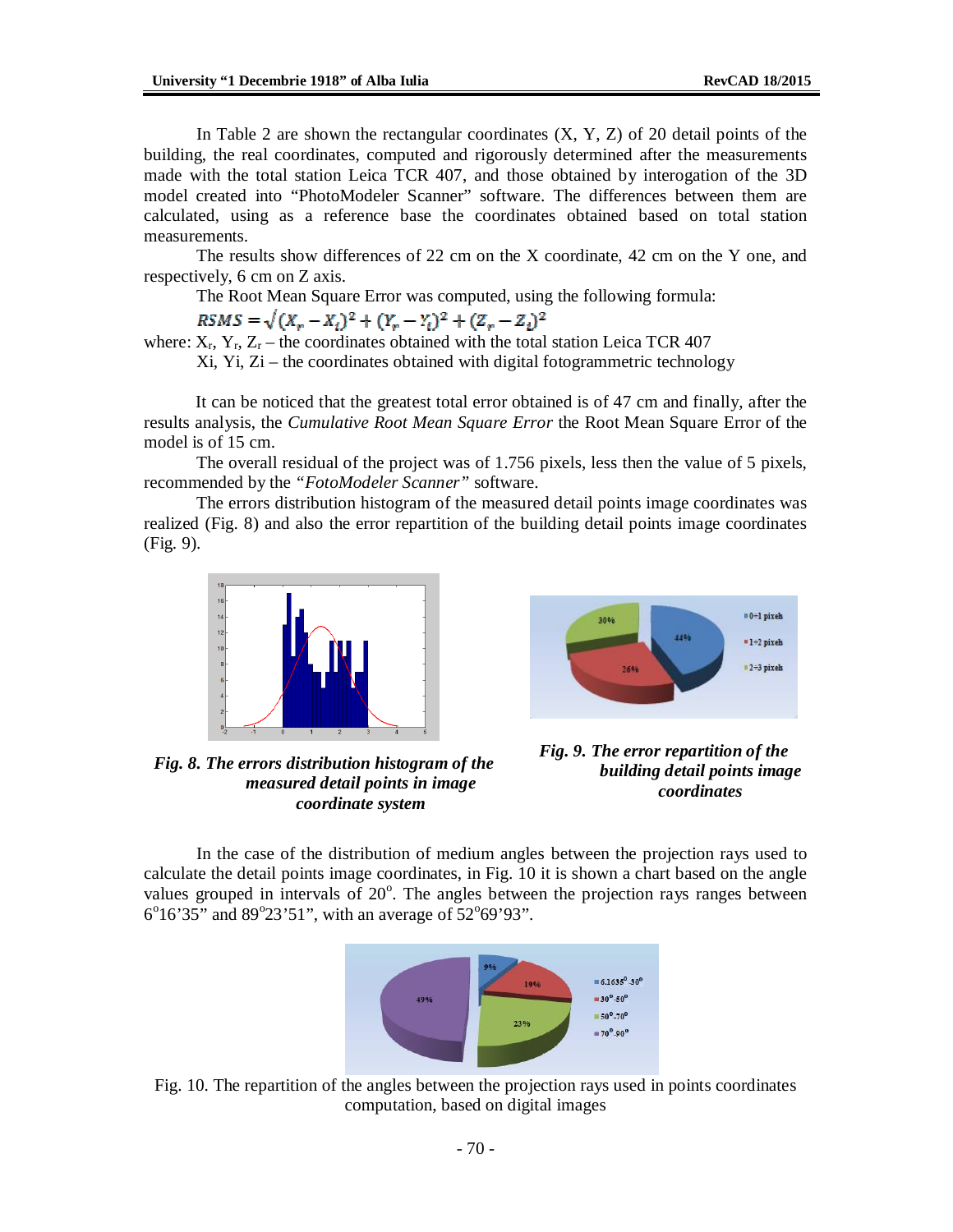In Table 2 are shown the rectangular coordinates (X, Y, Z) of 20 detail points of the building, the real coordinates, computed and rigorously determined after the measurements made with the total station Leica TCR 407, and those obtained by interogation of the 3D model created into "PhotoModeler Scanner" software. The differences between them are calculated, using as a reference base the coordinates obtained based on total station measurements.

The results show differences of 22 cm on the X coordinate, 42 cm on the Y one, and respectively, 6 cm on Z axis.

The Root Mean Square Error was computed, using the following formula:

$$RSMS = \sqrt{(X_r - X_i)^2 + (Y_r - Y_i)^2 + (Z_r - Z_i)^2}$$

where: $X_r$, $Y_r$, $Z_r$ – the coordinates obtained with the total station Leica TCR 407

Xi, Yi, Zi – the coordinates obtained with digital fotogrammetric technology

It can be noticed that the greatest total error obtained is of 47 cm and finally, after the results analysis, the *Cumulative Root Mean Square Error* the Root Mean Square Error of the model is of 15 cm.

The overall residual of the project was of 1.756 pixels, less then the value of 5 pixels, recommended by the *"FotoModeler Scanner"* software.

The errors distribution histogram of the measured detail points image coordinates was realized (Fig. 8) and also the error repartition of the building detail points image coordinates (Fig. 9).

***Fig. 8. The errors distribution histogram of the measured detail points in image coordinate system***

***Fig. 9. The error repartition of the building detail points image coordinates***

In the case of the distribution of medium angles between the projection rays used to calculate the detail points image coordinates, in Fig. 10 it is shown a chart based on the angle values grouped in intervals of 20°. The angles between the projection rays ranges between 6°16'35" and 89°23'51", with an average of 52°69'93".

Fig. 10. The repartition of the angles between the projection rays used in points coordinates computation, based on digital images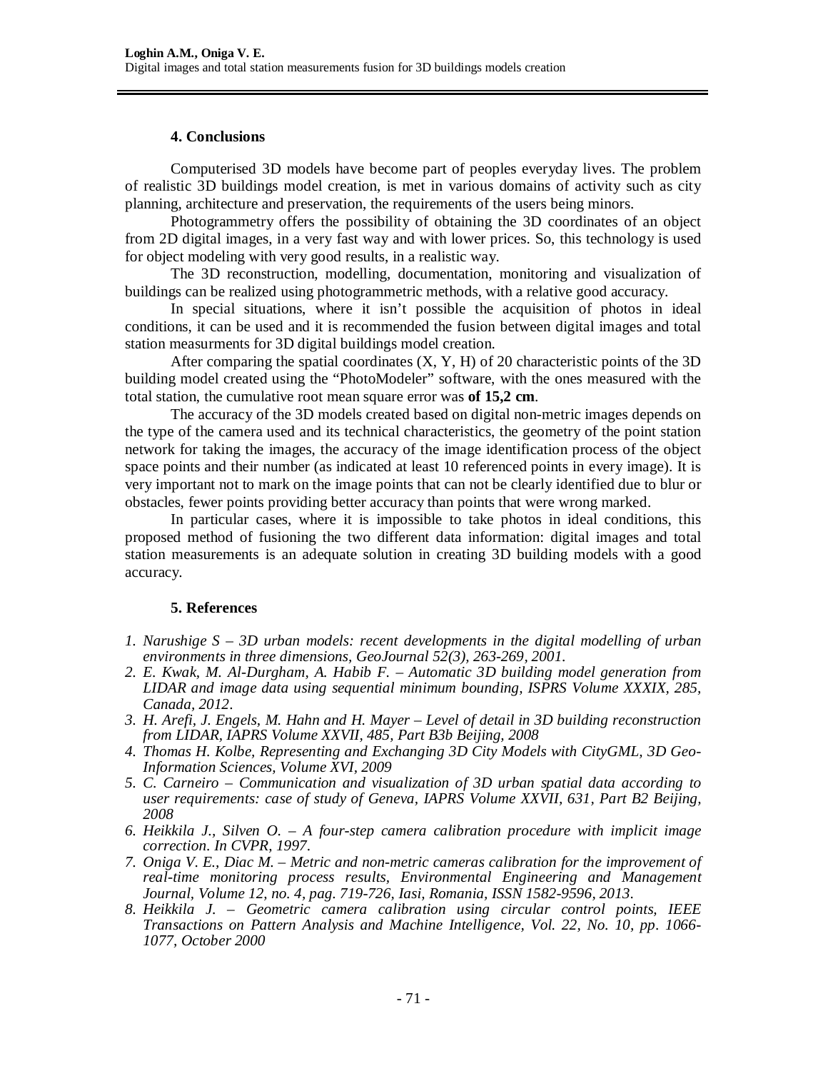## 4. Conclusions

Computerised 3D models have become part of peoples everyday lives. The problem of realistic 3D buildings model creation, is met in various domains of activity such as city planning, architecture and preservation, the requirements of the users being minors.

Photogrammetry offers the possibility of obtaining the 3D coordinates of an object from 2D digital images, in a very fast way and with lower prices. So, this technology is used for object modeling with very good results, in a realistic way.

The 3D reconstruction, modelling, documentation, monitoring and visualization of buildings can be realized using photogrammetric methods, with a relative good accuracy.

In special situations, where it isn't possible the acquisition of photos in ideal conditions, it can be used and it is recommended the fusion between digital images and total station measurments for 3D digital buildings model creation.

After comparing the spatial coordinates (X, Y, H) of 20 characteristic points of the 3D building model created using the "PhotoModeler" software, with the ones measured with the total station, the cumulative root mean square error was **of 15,2 cm**.

The accuracy of the 3D models created based on digital non-metric images depends on the type of the camera used and its technical characteristics, the geometry of the point station network for taking the images, the accuracy of the image identification process of the object space points and their number (as indicated at least 10 referenced points in every image). It is very important not to mark on the image points that can not be clearly identified due to blur or obstacles, fewer points providing better accuracy than points that were wrong marked.

In particular cases, where it is impossible to take photos in ideal conditions, this proposed method of fusioning the two different data information: digital images and total station measurements is an adequate solution in creating 3D building models with a good accuracy.

## 5. References

1. *Narushige S – 3D urban models: recent developments in the digital modelling of urban environments in three dimensions, GeoJournal 52(3), 263-269, 2001.*
2. *E. Kwak, M. Al-Durgham, A. Habib F. – Automatic 3D building model generation from LIDAR and image data using sequential minimum bounding, ISPRS Volume XXXIX, 285, Canada, 2012.*
3. *H. Arefi, J. Engels, M. Hahn and H. Mayer – Level of detail in 3D building reconstruction from LIDAR, IAPRS Volume XXVII, 485, Part B3b Beijing, 2008*
4. *Thomas H. Kolbe, Representing and Exchanging 3D City Models with CityGML, 3D Geo-Information Sciences, Volume XVI, 2009*
5. *C. Carneiro – Communication and visualization of 3D urban spatial data according to user requirements: case of study of Geneva, IAPRS Volume XXVII, 631, Part B2 Beijing, 2008*
6. *Heikkila J., Silven O. – A four-step camera calibration procedure with implicit image correction. In CVPR, 1997.*
7. *Oniga V. E., Diac M. – Metric and non-metric cameras calibration for the improvement of real-time monitoring process results, Environmental Engineering and Management Journal, Volume 12, no. 4, pag. 719-726, Iasi, Romania, ISSN 1582-9596, 2013.*
8. *Heikkila J. – Geometric camera calibration using circular control points, IEEE Transactions on Pattern Analysis and Machine Intelligence, Vol. 22, No. 10, pp. 1066-1077, October 2000*